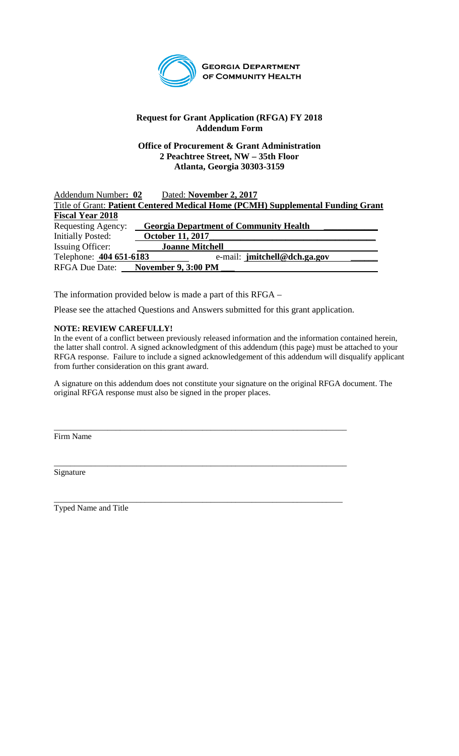**Georgia Department of Community Health**

**Request for Grant Application (RFGA) FY 2018**
**Addendum Form**

**Office of Procurement & Grant Administration**
**2 Peachtree Street, NW – 35th Floor**
**Atlanta, Georgia 30303-3159**

Addendum Number**: 02** Dated: **November 2, 2017**

Title of Grant: **Patient Centered Medical Home (PCMH) Supplemental Funding Grant**

**Fiscal Year 2018**

Requesting Agency: **Georgia Department of Community Health**

Initially Posted: **October 11, 2017**

Issuing Officer: **Joanne Mitchell**

Telephone: **404 651-6183** e-mail: **jmitchell@dch.ga.gov**

RFGA Due Date: **November 9, 3:00 PM**

The information provided below is made a part of this RFGA –

Please see the attached Questions and Answers submitted for this grant application.

**NOTE: REVIEW CAREFULLY!**

In the event of a conflict between previously released information and the information contained herein, the latter shall control. A signed acknowledgment of this addendum (this page) must be attached to your RFGA response. Failure to include a signed acknowledgement of this addendum will disqualify applicant from further consideration on this grant award.

A signature on this addendum does not constitute your signature on the original RFGA document. The original RFGA response must also be signed in the proper places.

\_\_\_\_\_\_\_\_\_\_\_\_\_\_\_\_\_\_\_\_\_\_\_\_\_\_\_\_\_\_\_\_\_\_\_\_\_\_\_\_\_\_\_\_\_\_\_\_

Firm Name

\_\_\_\_\_\_\_\_\_\_\_\_\_\_\_\_\_\_\_\_\_\_\_\_\_\_\_\_\_\_\_\_\_\_\_\_\_\_\_\_\_\_\_\_\_\_\_\_

Signature

\_\_\_\_\_\_\_\_\_\_\_\_\_\_\_\_\_\_\_\_\_\_\_\_\_\_\_\_\_\_\_\_\_\_\_\_\_\_\_\_\_\_\_\_\_\_\_\_

Typed Name and Title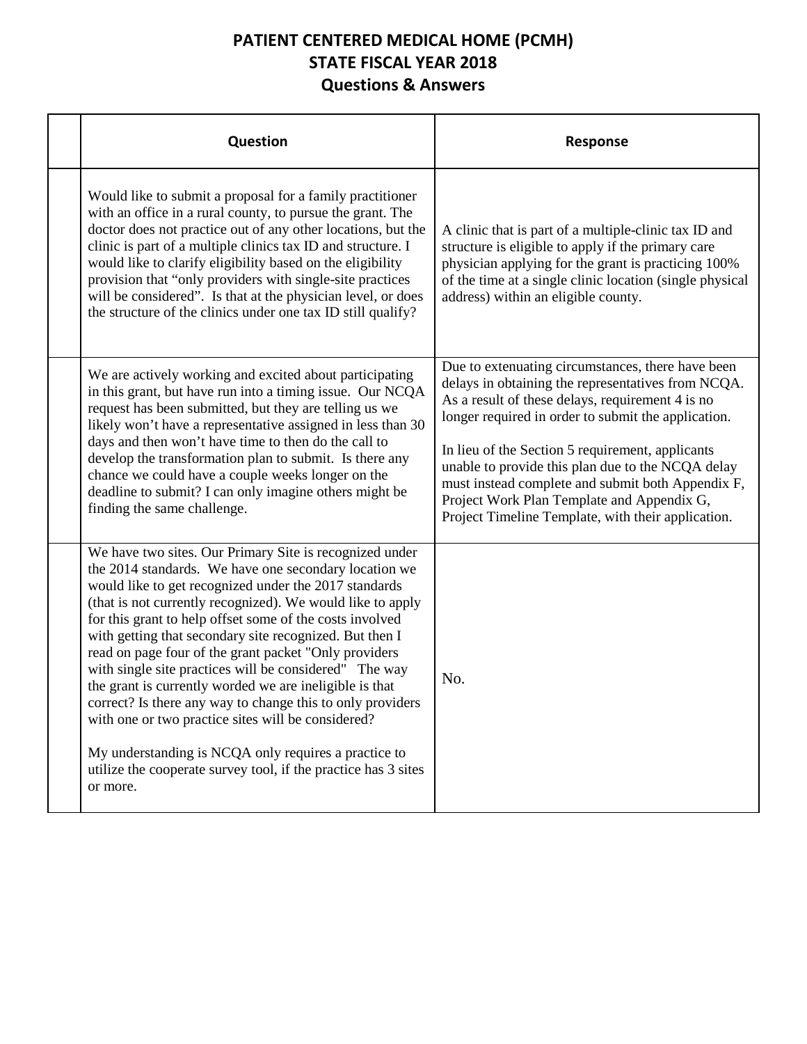# PATIENT CENTERED MEDICAL HOME (PCMH)
## STATE FISCAL YEAR 2018
### Questions & Answers

| | Question | Response |
|---|---|---|
| | Would like to submit a proposal for a family practitioner with an office in a rural county, to pursue the grant. The doctor does not practice out of any other locations, but the clinic is part of a multiple clinics tax ID and structure. I would like to clarify eligibility based on the eligibility provision that "only providers with single-site practices will be considered". Is that at the physician level, or does the structure of the clinics under one tax ID still qualify? | A clinic that is part of a multiple-clinic tax ID and structure is eligible to apply if the primary care physician applying for the grant is practicing 100% of the time at a single clinic location (single physical address) within an eligible county. |
| | We are actively working and excited about participating in this grant, but have run into a timing issue. Our NCQA request has been submitted, but they are telling us we likely won't have a representative assigned in less than 30 days and then won't have time to then do the call to develop the transformation plan to submit. Is there any chance we could have a couple weeks longer on the deadline to submit? I can only imagine others might be finding the same challenge. | Due to extenuating circumstances, there have been delays in obtaining the representatives from NCQA. As a result of these delays, requirement 4 is no longer required in order to submit the application.<br><br>In lieu of the Section 5 requirement, applicants unable to provide this plan due to the NCQA delay must instead complete and submit both Appendix F, Project Work Plan Template and Appendix G, Project Timeline Template, with their application. |
| | We have two sites. Our Primary Site is recognized under the 2014 standards. We have one secondary location we would like to get recognized under the 2017 standards (that is not currently recognized). We would like to apply for this grant to help offset some of the costs involved with getting that secondary site recognized. But then I read on page four of the grant packet "Only providers with single site practices will be considered" The way the grant is currently worded we are ineligible is that correct? Is there any way to change this to only providers with one or two practice sites will be considered?<br><br>My understanding is NCQA only requires a practice to utilize the cooperate survey tool, if the practice has 3 sites or more. | No. |